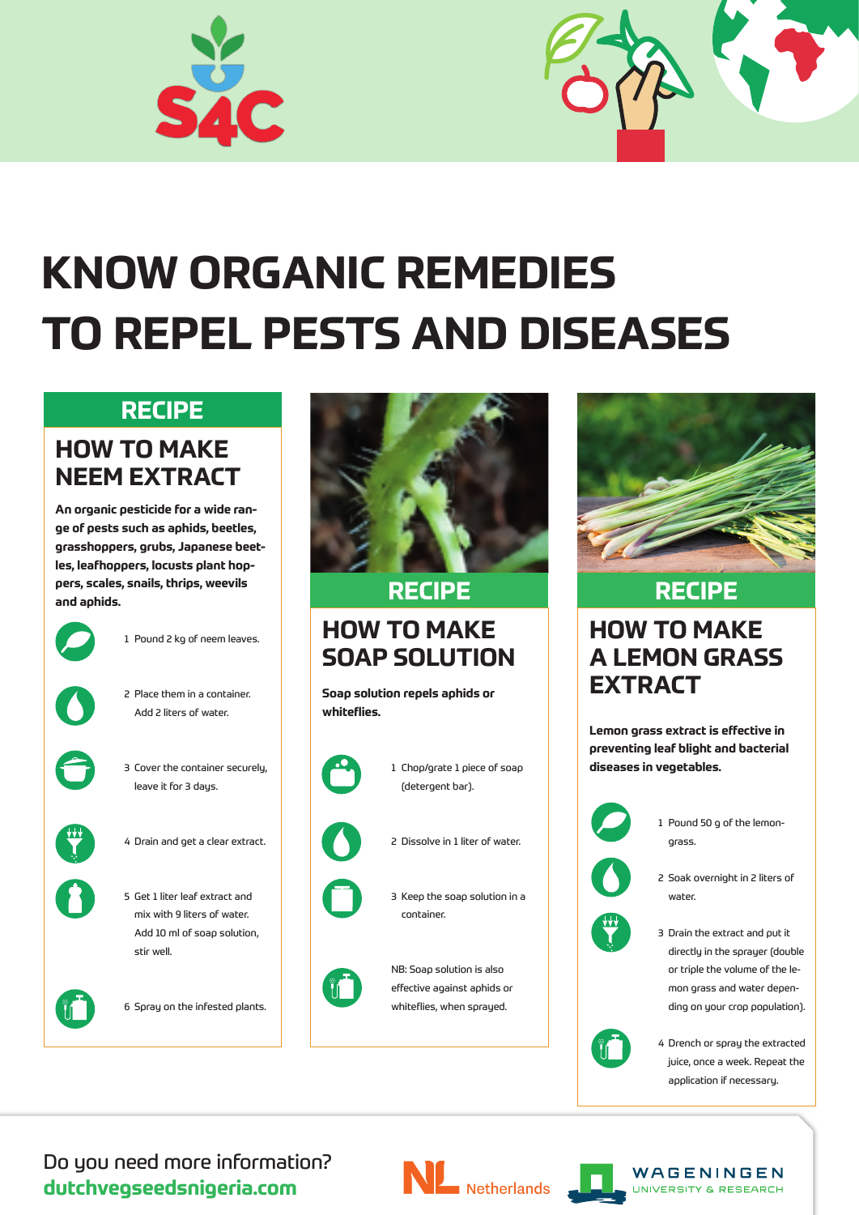# KNOW ORGANIC REMEDIES TO REPEL PESTS AND DISEASES

## RECIPE

### HOW TO MAKE NEEM EXTRACT

**An organic pesticide for a wide range of pests such as aphids, beetles, grasshoppers, grubs, Japanese beetles, leafhoppers, locusts plant hoppers, scales, snails, thrips, weevils and aphids.**

1. Pound 2 kg of neem leaves.
2. Place them in a container. Add 2 liters of water.
3. Cover the container securely, leave it for 3 days.
4. Drain and get a clear extract.
5. Get 1 liter leaf extract and mix with 9 liters of water. Add 10 ml of soap solution, stir well.
6. Spray on the infested plants.

## RECIPE

### HOW TO MAKE SOAP SOLUTION

**Soap solution repels aphids or whiteflies.**

1. Chop/grate 1 piece of soap (detergent bar).
2. Dissolve in 1 liter of water.
3. Keep the soap solution in a container.

NB: Soap solution is also effective against aphids or whiteflies, when sprayed.

## RECIPE

### HOW TO MAKE A LEMON GRASS EXTRACT

**Lemon grass extract is effective in preventing leaf blight and bacterial diseases in vegetables.**

1. Pound 50 g of the lemon-grass.
2. Soak overnight in 2 liters of water.
3. Drain the extract and put it directly in the sprayer (double or triple the volume of the lemon grass and water depending on your crop population).
4. Drench or spray the extracted juice, once a week. Repeat the application if necessary.

Do you need more information?
**dutchvegseedsnigeria.com**

Netherlands

WAGENINGEN UNIVERSITY & RESEARCH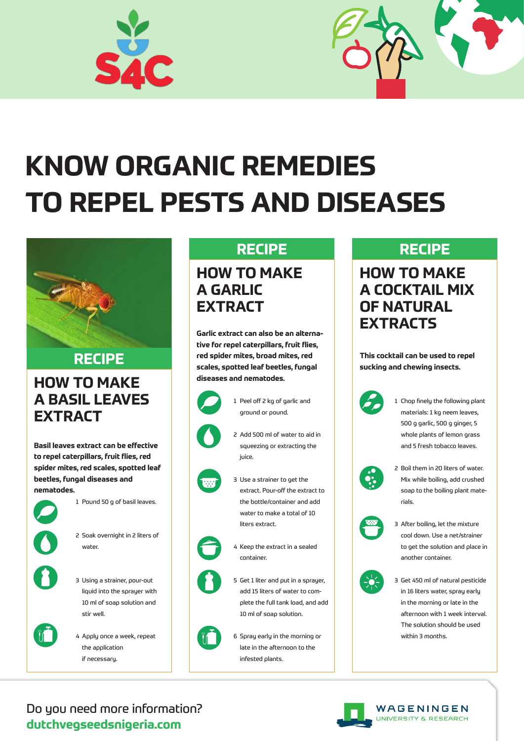# KNOW ORGANIC REMEDIES TO REPEL PESTS AND DISEASES

## RECIPE

### HOW TO MAKE A BASIL LEAVES EXTRACT

**Basil leaves extract can be effective to repel caterpillars, fruit flies, red spider mites, red scales, spotted leaf beetles, fungal diseases and nematodes.**

1 Pound 50 g of basil leaves.

2 Soak overnight in 2 liters of water.

3 Using a strainer, pour-out liquid into the sprayer with 10 ml of soap solution and stir well.

4 Apply once a week, repeat the application if necessary.

## RECIPE

### HOW TO MAKE A GARLIC EXTRACT

**Garlic extract can also be an alternative for repel caterpillars, fruit flies, red spider mites, broad mites, red scales, spotted leaf beetles, fungal diseases and nematodes.**

1 Peel off 2 kg of garlic and ground or pound.

2 Add 500 ml of water to aid in squeezing or extracting the juice.

3 Use a strainer to get the extract. Pour-off the extract to the bottle/container and add water to make a total of 10 liters extract.

4 Keep the extract in a sealed container.

5 Get 1 liter and put in a sprayer, add 15 liters of water to complete the full tank load, and add 10 ml of soap solution.

6 Spray early in the morning or late in the afternoon to the infested plants.

## RECIPE

### HOW TO MAKE A COCKTAIL MIX OF NATURAL EXTRACTS

**This cocktail can be used to repel sucking and chewing insects.**

1 Chop finely the following plant materials: 1 kg neem leaves, 500 g garlic, 500 g ginger, 5 whole plants of lemon grass and 5 fresh tobacco leaves.

2 Boil them in 20 liters of water. Mix while boiling, add crushed soap to the boiling plant materials.

3 After boiling, let the mixture cool down. Use a net/strainer to get the solution and place in another container.

3 Get 450 ml of natural pesticide in 16 liters water, spray early in the morning or late in the afternoon with 1 week interval. The solution should be used within 3 months.

Do you need more information?
**dutchvegseedsnigeria.com**

WAGENINGEN UNIVERSITY & RESEARCH